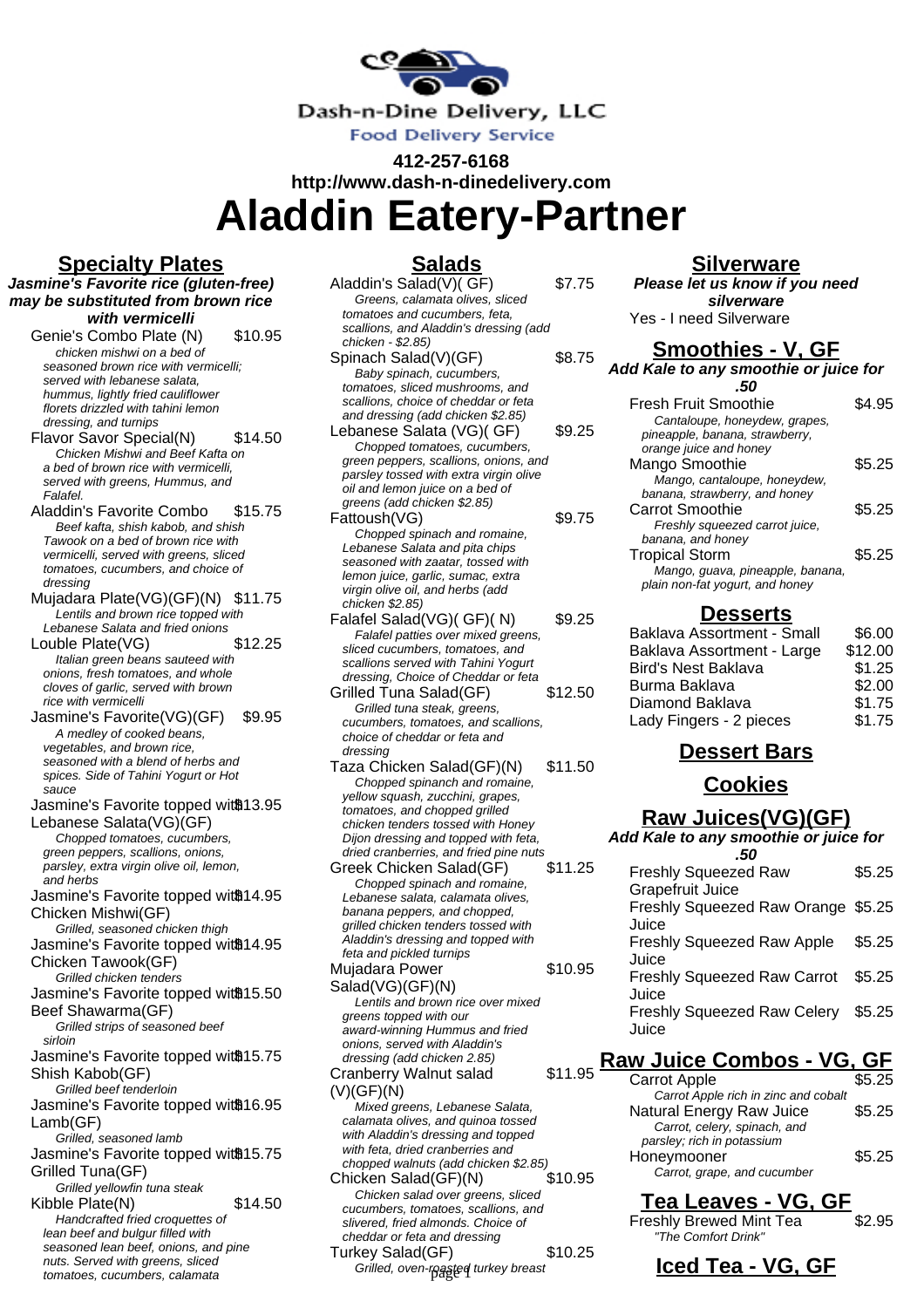Dash-n-Dine Delivery, LLC

Food Delivery Service

**412-257-6168**

**http://www.dash-n-dinedelivery.com**

# Aladdin Eatery-Partner

## Specialty Plates

***Jasmine's Favorite rice (gluten-free) may be substituted from brown rice with vermicelli***

Genie's Combo Plate (N) $10.95
*chicken mishwi on a bed of seasoned brown rice with vermicelli; served with lebanese salata, hummus, lightly fried cauliflower florets drizzled with tahini lemon dressing, and turnips*

Flavor Savor Special(N) $14.50
*Chicken Mishwi and Beef Kafta on a bed of brown rice with vermicelli, served with greens, Hummus, and Falafel.*

Aladdin's Favorite Combo $15.75
*Beef kafta, shish kabob, and shish Tawook on a bed of brown rice with vermicelli, served with greens, sliced tomatoes, cucumbers, and choice of dressing*

Mujadara Plate(VG)(GF)(N) $11.75
*Lentils and brown rice topped with Lebanese Salata and fried onions*

Louble Plate(VG) $12.25
*Italian green beans sauteed with onions, fresh tomatoes, and whole cloves of garlic, served with brown rice with vermicelli*

Jasmine's Favorite(VG)(GF) $9.95
*A medley of cooked beans, vegetables, and brown rice, seasoned with a blend of herbs and spices. Side of Tahini Yogurt or Hot sauce*

Jasmine's Favorite topped with Lebanese Salata(VG)(GF) $13.95
*Chopped tomatoes, cucumbers, green peppers, scallions, onions, parsley, extra virgin olive oil, lemon, and herbs*

Jasmine's Favorite topped with Chicken Mishwi(GF) $14.95
*Grilled, seasoned chicken thigh*

Jasmine's Favorite topped with Chicken Tawook(GF) $14.95
*Grilled chicken tenders*

Jasmine's Favorite topped with Beef Shawarma(GF) $15.50
*Grilled strips of seasoned beef sirloin*

Jasmine's Favorite topped with Shish Kabob(GF) $15.75
*Grilled beef tenderloin*

Jasmine's Favorite topped with Lamb(GF) $16.95
*Grilled, seasoned lamb*

Jasmine's Favorite topped with Grilled Tuna(GF) $15.75
*Grilled yellowfin tuna steak*

Kibble Plate(N) $14.50
*Handcrafted fried croquettes of lean beef and bulgur filled with seasoned lean beef, onions, and pine nuts. Served with greens, sliced tomatoes, cucumbers, calamata*

## Salads

Aladdin's Salad(V)( GF) $7.75
*Greens, calamata olives, sliced tomatoes and cucumbers, feta, scallions, and Aladdin's dressing (add chicken - $2.85)*

Spinach Salad(V)(GF) $8.75
*Baby spinach, cucumbers, tomatoes, sliced mushrooms, and scallions, choice of cheddar or feta and dressing (add chicken $2.85)*

Lebanese Salata (VG)( GF) $9.25
*Chopped tomatoes, cucumbers, green peppers, scallions, onions, and parsley tossed with extra virgin olive oil and lemon juice on a bed of greens (add chicken $2.85)*

Fattoush(VG) $9.75
*Chopped spinach and romaine, Lebanese Salata and pita chips seasoned with zaatar, tossed with lemon juice, garlic, sumac, extra virgin olive oil, and herbs (add chicken $2.85)*

Falafel Salad(VG)( GF)( N) $9.25
*Falafel patties over mixed greens, sliced cucumbers, tomatoes, and scallions served with Tahini Yogurt dressing, Choice of Cheddar or feta*

Grilled Tuna Salad(GF) $12.50
*Grilled tuna steak, greens, cucumbers, tomatoes, and scallions, choice of cheddar or feta and dressing*

Taza Chicken Salad(GF)(N) $11.50
*Chopped spinanch and romaine, yellow squash, zucchini, grapes, tomatoes, and chopped grilled chicken tenders tossed with Honey Dijon dressing and topped with feta, dried cranberries, and fried pine nuts*

Greek Chicken Salad(GF) $11.25
*Chopped spinach and romaine, Lebanese salata, calamata olives, banana peppers, and chopped, grilled chicken tenders tossed with Aladdin's dressing and topped with feta and pickled turnips*

Mujadara Power Salad(VG)(GF)(N) $10.95
*Lentils and brown rice over mixed greens topped with our award-winning Hummus and fried onions, served with Aladdin's dressing (add chicken 2.85)*

Cranberry Walnut salad (V)(GF)(N) $11.95
*Mixed greens, Lebanese Salata, calamata olives, and quinoa tossed with Aladdin's dressing and topped with feta, dried cranberries and chopped walnuts (add chicken $2.85)*

Chicken Salad(GF)(N) $10.95
*Chicken salad over greens, sliced cucumbers, tomatoes, scallions, and slivered, fried almonds. Choice of cheddar or feta and dressing*

Turkey Salad(GF) $10.25
*Grilled, oven-roasted turkey breast*

## Silverware

***Please let us know if you need silverware***

Yes - I need Silverware

## Smoothies - V, GF

***Add Kale to any smoothie or juice for .50***

Fresh Fruit Smoothie $4.95
*Cantaloupe, honeydew, grapes, pineapple, banana, strawberry, orange juice and honey*

Mango Smoothie $5.25
*Mango, cantaloupe, honeydew, banana, strawberry, and honey*

Carrot Smoothie $5.25
*Freshly squeezed carrot juice, banana, and honey*

Tropical Storm $5.25
*Mango, guava, pineapple, banana, plain non-fat yogurt, and honey*

## Desserts

| Item | Price |
|---|---|
| Baklava Assortment - Small | $6.00 |
| Baklava Assortment - Large | $12.00 |
| Bird's Nest Baklava | $1.25 |
| Burma Baklava | $2.00 |
| Diamond Baklava | $1.75 |
| Lady Fingers - 2 pieces | $1.75 |

## Dessert Bars

## Cookies

## Raw Juices(VG)(GF)

***Add Kale to any smoothie or juice for .50***

| Item | Price |
|---|---|
| Freshly Squeezed Raw Grapefruit Juice | $5.25 |
| Freshly Squeezed Raw Orange Juice | $5.25 |
| Freshly Squeezed Raw Apple Juice | $5.25 |
| Freshly Squeezed Raw Carrot Juice | $5.25 |
| Freshly Squeezed Raw Celery Juice | $5.25 |

## Raw Juice Combos - VG, GF

Carrot Apple $5.25
*Carrot Apple rich in zinc and cobalt*

Natural Energy Raw Juice $5.25
*Carrot, celery, spinach, and parsley; rich in potassium*

Honeymooner $5.25
*Carrot, grape, and cucumber*

## Tea Leaves - VG, GF

Freshly Brewed Mint Tea $2.95
*"The Comfort Drink"*

## Iced Tea - VG, GF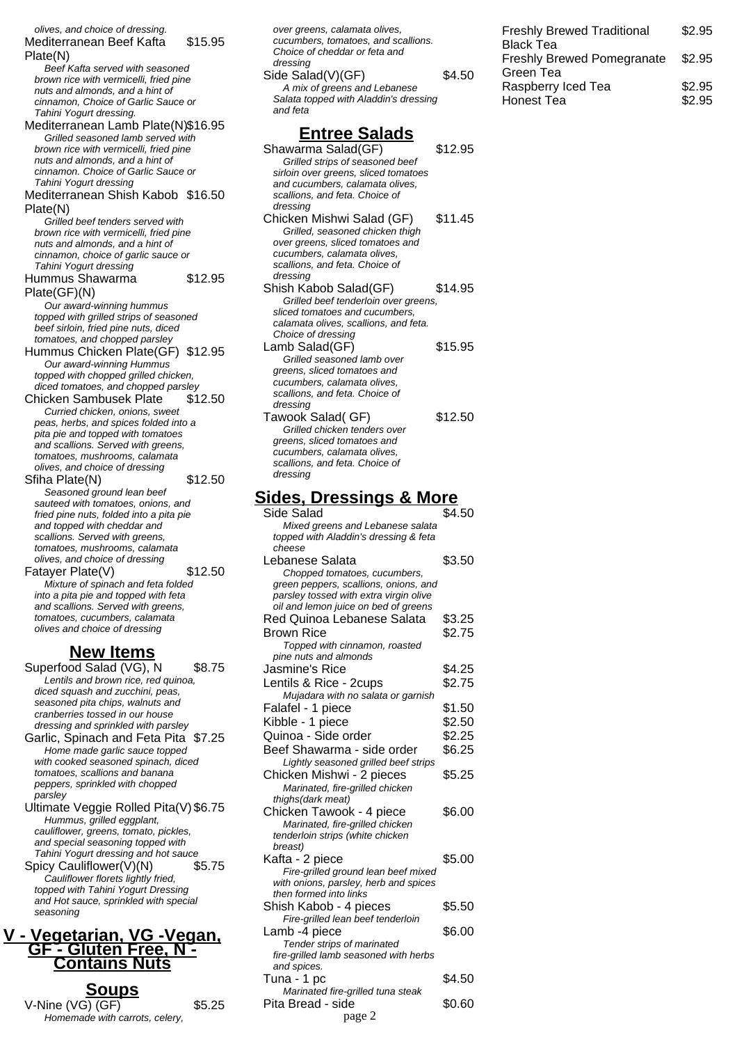olives, and choice of dressing.

Mediterranean Beef Kafta Plate(N) $15.95

*Beef Kafta served with seasoned brown rice with vermicelli, fried pine nuts and almonds, and a hint of cinnamon, Choice of Garlic Sauce or Tahini Yogurt dressing.*

Mediterranean Lamb Plate(N) $16.95

*Grilled seasoned lamb served with brown rice with vermicelli, fried pine nuts and almonds, and a hint of cinnamon. Choice of Garlic Sauce or Tahini Yogurt dressing*

Mediterranean Shish Kabob Plate(N) $16.50

*Grilled beef tenders served with brown rice with vermicelli, fried pine nuts and almonds, and a hint of cinnamon, choice of garlic sauce or Tahini Yogurt dressing*

Hummus Shawarma Plate(GF)(N) $12.95

*Our award-winning hummus topped with grilled strips of seasoned beef sirloin, fried pine nuts, diced tomatoes, and chopped parsley*

Hummus Chicken Plate(GF) $12.95

*Our award-winning Hummus topped with chopped grilled chicken, diced tomatoes, and chopped parsley*

Chicken Sambusek Plate $12.50

*Curried chicken, onions, sweet peas, herbs, and spices folded into a pita pie and topped with tomatoes and scallions. Served with greens, tomatoes, mushrooms, calamata olives, and choice of dressing*

Sfiha Plate(N) $12.50

*Seasoned ground lean beef sauteed with tomatoes, onions, and fried pine nuts, folded into a pita pie and topped with cheddar and scallions. Served with greens, tomatoes, mushrooms, calamata olives, and choice of dressing*

Fatayer Plate(V) $12.50

*Mixture of spinach and feta folded into a pita pie and topped with feta and scallions. Served with greens, tomatoes, cucumbers, calamata olives and choice of dressing*

## New Items

Superfood Salad (VG), N $8.75

*Lentils and brown rice, red quinoa, diced squash and zucchini, peas, seasoned pita chips, walnuts and cranberries tossed in our house dressing and sprinkled with parsley*

Garlic, Spinach and Feta Pita $7.25

*Home made garlic sauce topped with cooked seasoned spinach, diced tomatoes, scallions and banana peppers, sprinkled with chopped parsley*

Ultimate Veggie Rolled Pita(V) $6.75

*Hummus, grilled eggplant, cauliflower, greens, tomato, pickles, and special seasoning topped with Tahini Yogurt dressing and hot sauce*

Spicy Cauliflower(V)(N) $5.75

*Cauliflower florets lightly fried, topped with Tahini Yogurt Dressing and Hot sauce, sprinkled with special seasoning*

## V - Vegetarian, VG -Vegan, GF - Gluten Free, N - Contains Nuts

## Soups

V-Nine (VG) (GF) $5.25

*Homemade with carrots, celery, over greens, calamata olives, cucumbers, tomatoes, and scallions. Choice of cheddar or feta and dressing*

Side Salad(V)(GF) $4.50

*A mix of greens and Lebanese Salata topped with Aladdin's dressing and feta*

## Entree Salads

Shawarma Salad(GF) $12.95

*Grilled strips of seasoned beef sirloin over greens, sliced tomatoes and cucumbers, calamata olives, scallions, and feta. Choice of dressing*

Chicken Mishwi Salad (GF) $11.45

*Grilled, seasoned chicken thigh over greens, sliced tomatoes and cucumbers, calamata olives, scallions, and feta. Choice of dressing*

Shish Kabob Salad(GF) $14.95

*Grilled beef tenderloin over greens, sliced tomatoes and cucumbers, calamata olives, scallions, and feta. Choice of dressing*

Lamb Salad(GF) $15.95

*Grilled seasoned lamb over greens, sliced tomatoes and cucumbers, calamata olives, scallions, and feta. Choice of dressing*

Tawook Salad( GF) $12.50

*Grilled chicken tenders over greens, sliced tomatoes and cucumbers, calamata olives, scallions, and feta. Choice of dressing*

## Sides, Dressings & More

Side Salad $4.50

*Mixed greens and Lebanese salata topped with Aladdin's dressing & feta cheese*

Lebanese Salata $3.50

*Chopped tomatoes, cucumbers, green peppers, scallions, onions, and parsley tossed with extra virgin olive oil and lemon juice on bed of greens*

Red Quinoa Lebanese Salata $3.25

Brown Rice $2.75

*Topped with cinnamon, roasted pine nuts and almonds*

Jasmine's Rice $4.25

Lentils & Rice - 2cups $2.75

*Mujadara with no salata or garnish*

Falafel - 1 piece $1.50

Kibble - 1 piece $2.50

Quinoa - Side order $2.25

Beef Shawarma - side order $6.25

*Lightly seasoned grilled beef strips*

Chicken Mishwi - 2 pieces $5.25

*Marinated, fire-grilled chicken thighs(dark meat)*

Chicken Tawook - 4 piece $6.00

*Marinated, fire-grilled chicken tenderloin strips (white chicken breast)*

Kafta - 2 piece $5.00

*Fire-grilled ground lean beef mixed with onions, parsley, herb and spices then formed into links*

Shish Kabob - 4 pieces $5.50

*Fire-grilled lean beef tenderloin*

Lamb -4 piece $6.00

*Tender strips of marinated fire-grilled lamb seasoned with herbs and spices.*

Tuna - 1 pc $4.50

*Marinated fire-grilled tuna steak*

Pita Bread - side $0.60

Freshly Brewed Traditional Black Tea $2.95

Freshly Brewed Pomegranate Green Tea $2.95

Raspberry Iced Tea $2.95

Honest Tea $2.95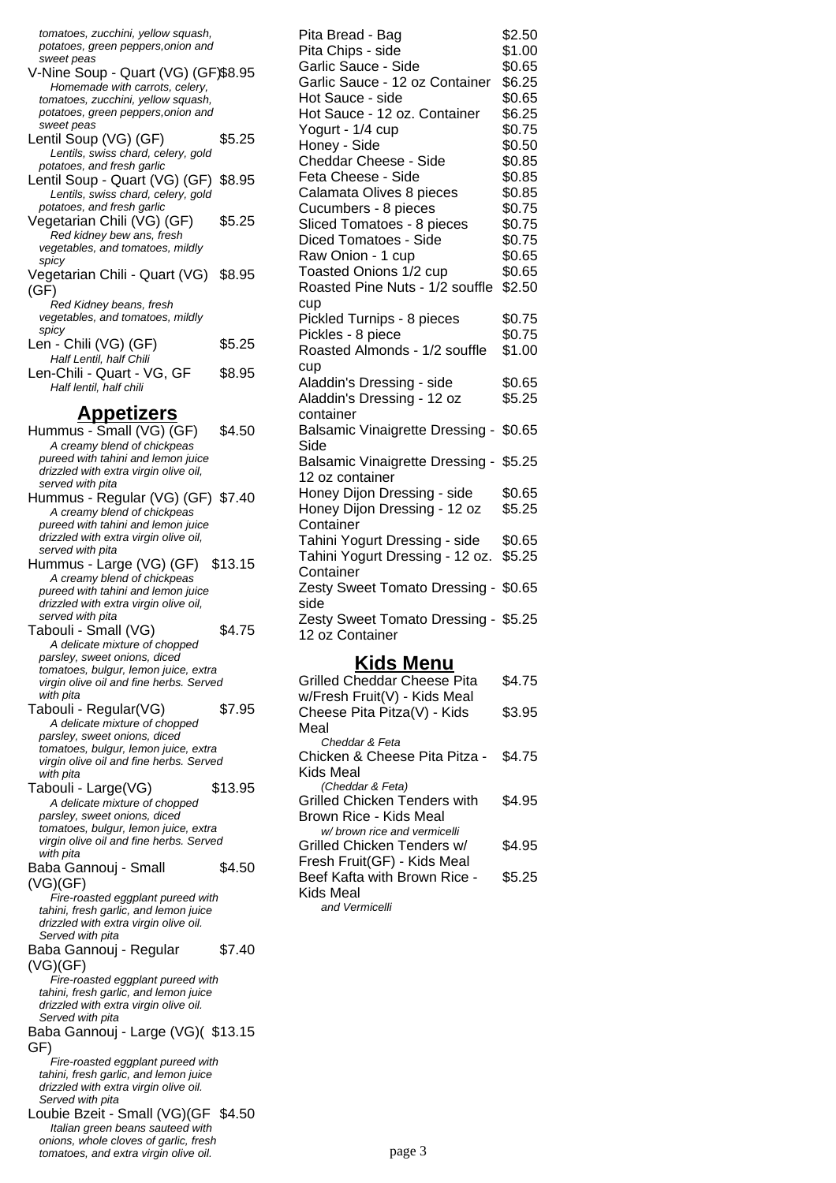tomatoes, zucchini, yellow squash, potatoes, green peppers,onion and sweet peas

V-Nine Soup - Quart (VG) (GF) $8.95
*Homemade with carrots, celery, tomatoes, zucchini, yellow squash, potatoes, green peppers,onion and sweet peas*

Lentil Soup (VG) (GF) $5.25
*Lentils, swiss chard, celery, gold potatoes, and fresh garlic*

Lentil Soup - Quart (VG) (GF) $8.95
*Lentils, swiss chard, celery, gold potatoes, and fresh garlic*

Vegetarian Chili (VG) (GF) $5.25
*Red kidney bew ans, fresh vegetables, and tomatoes, mildly spicy*

Vegetarian Chili - Quart (VG) (GF) $8.95
*Red Kidney beans, fresh vegetables, and tomatoes, mildly spicy*

Len - Chili (VG) (GF) $5.25
*Half Lentil, half Chili*

Len-Chili - Quart - VG, GF $8.95
*Half lentil, half chili*

## Appetizers

Hummus - Small (VG) (GF) $4.50
*A creamy blend of chickpeas pureed with tahini and lemon juice drizzled with extra virgin olive oil, served with pita*

Hummus - Regular (VG) (GF) $7.40
*A creamy blend of chickpeas pureed with tahini and lemon juice drizzled with extra virgin olive oil, served with pita*

Hummus - Large (VG) (GF) $13.15
*A creamy blend of chickpeas pureed with tahini and lemon juice drizzled with extra virgin olive oil, served with pita*

Tabouli - Small (VG) $4.75
*A delicate mixture of chopped parsley, sweet onions, diced tomatoes, bulgur, lemon juice, extra virgin olive oil and fine herbs. Served with pita*

Tabouli - Regular(VG) $7.95
*A delicate mixture of chopped parsley, sweet onions, diced tomatoes, bulgur, lemon juice, extra virgin olive oil and fine herbs. Served with pita*

Tabouli - Large(VG) $13.95
*A delicate mixture of chopped parsley, sweet onions, diced tomatoes, bulgur, lemon juice, extra virgin olive oil and fine herbs. Served with pita*

Baba Gannouj - Small (VG)(GF) $4.50
*Fire-roasted eggplant pureed with tahini, fresh garlic, and lemon juice drizzled with extra virgin olive oil. Served with pita*

Baba Gannouj - Regular (VG)(GF) $7.40
*Fire-roasted eggplant pureed with tahini, fresh garlic, and lemon juice drizzled with extra virgin olive oil. Served with pita*

Baba Gannouj - Large (VG)( GF) $13.15
*Fire-roasted eggplant pureed with tahini, fresh garlic, and lemon juice drizzled with extra virgin olive oil. Served with pita*

Loubie Bzeit - Small (VG)(GF $4.50
*Italian green beans sauteed with onions, whole cloves of garlic, fresh tomatoes, and extra virgin olive oil.*

| Item | Price |
|---|---|
| Pita Bread - Bag | $2.50 |
| Pita Chips - side | $1.00 |
| Garlic Sauce - Side | $0.65 |
| Garlic Sauce - 12 oz Container | $6.25 |
| Hot Sauce - side | $0.65 |
| Hot Sauce - 12 oz. Container | $6.25 |
| Yogurt - 1/4 cup | $0.75 |
| Honey - Side | $0.50 |
| Cheddar Cheese - Side | $0.85 |
| Feta Cheese - Side | $0.85 |
| Calamata Olives 8 pieces | $0.85 |
| Cucumbers - 8 pieces | $0.75 |
| Sliced Tomatoes - 8 pieces | $0.75 |
| Diced Tomatoes - Side | $0.75 |
| Raw Onion - 1 cup | $0.65 |
| Toasted Onions 1/2 cup | $0.65 |
| Roasted Pine Nuts - 1/2 souffle cup | $2.50 |
| Pickled Turnips - 8 pieces | $0.75 |
| Pickles - 8 piece | $0.75 |
| Roasted Almonds - 1/2 souffle cup | $1.00 |
| Aladdin's Dressing - side | $0.65 |
| Aladdin's Dressing - 12 oz container | $5.25 |
| Balsamic Vinaigrette Dressing - Side | $0.65 |
| Balsamic Vinaigrette Dressing - 12 oz container | $5.25 |
| Honey Dijon Dressing - side | $0.65 |
| Honey Dijon Dressing - 12 oz Container | $5.25 |
| Tahini Yogurt Dressing - side | $0.65 |
| Tahini Yogurt Dressing - 12 oz. Container | $5.25 |
| Zesty Sweet Tomato Dressing - side | $0.65 |
| Zesty Sweet Tomato Dressing - 12 oz Container | $5.25 |

## Kids Menu

Grilled Cheddar Cheese Pita w/Fresh Fruit(V) - Kids Meal $4.75

Cheese Pita Pitza(V) - Kids Meal $3.95
*Cheddar & Feta*

Chicken & Cheese Pita Pitza - Kids Meal $4.75
*(Cheddar & Feta)*

Grilled Chicken Tenders with Brown Rice - Kids Meal $4.95
*w/ brown rice and vermicelli*

Grilled Chicken Tenders w/ Fresh Fruit(GF) - Kids Meal $4.95

Beef Kafta with Brown Rice - Kids Meal $5.25
*and Vermicelli*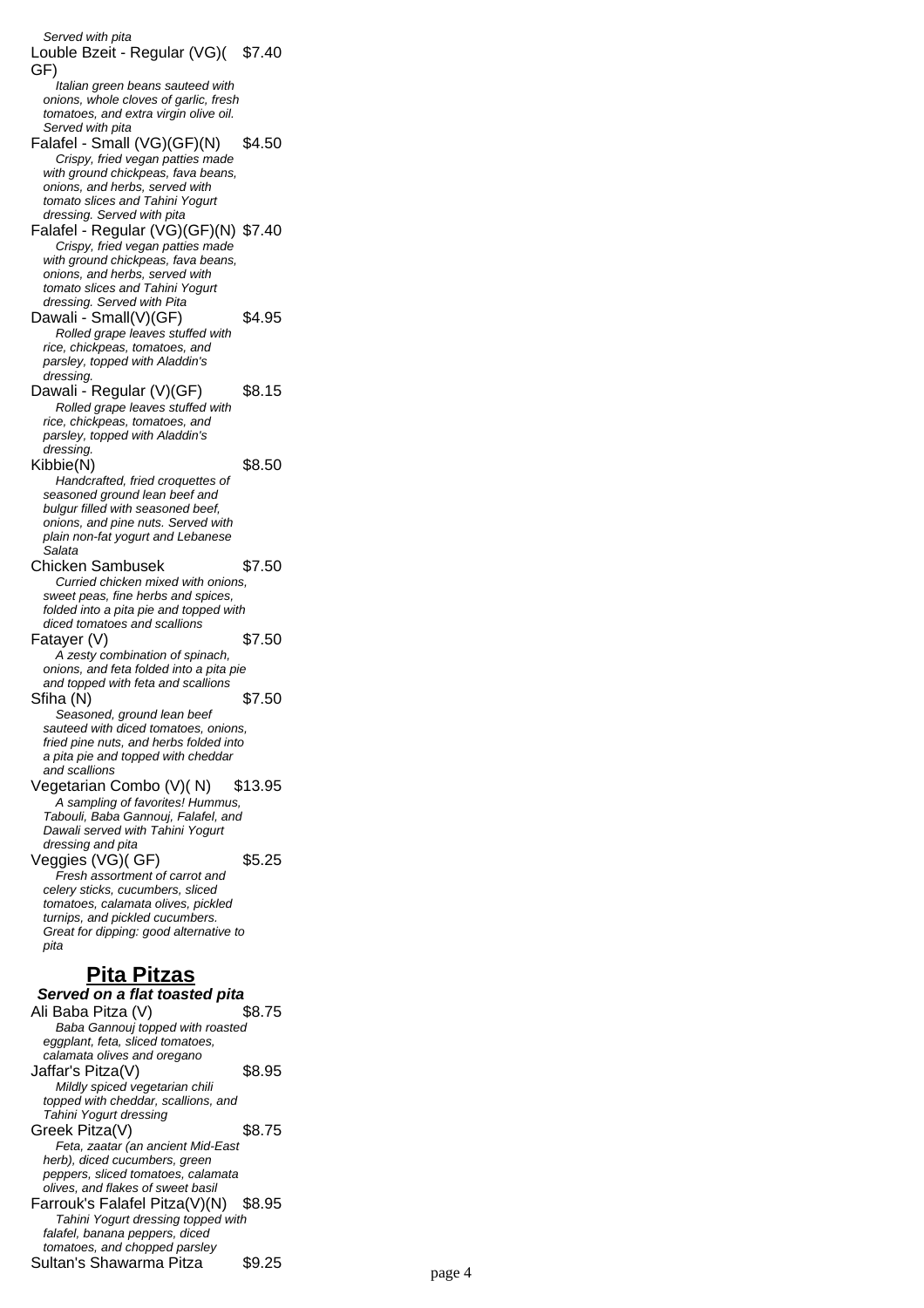*Served with pita*

Louble Bzeit - Regular (VG)( GF) $7.40
*Italian green beans sauteed with onions, whole cloves of garlic, fresh tomatoes, and extra virgin olive oil. Served with pita*

Falafel - Small (VG)(GF)(N) $4.50
*Crispy, fried vegan patties made with ground chickpeas, fava beans, onions, and herbs, served with tomato slices and Tahini Yogurt dressing. Served with pita*

Falafel - Regular (VG)(GF)(N) $7.40
*Crispy, fried vegan patties made with ground chickpeas, fava beans, onions, and herbs, served with tomato slices and Tahini Yogurt dressing. Served with Pita*

Dawali - Small(V)(GF) $4.95
*Rolled grape leaves stuffed with rice, chickpeas, tomatoes, and parsley, topped with Aladdin's dressing.*

Dawali - Regular (V)(GF) $8.15
*Rolled grape leaves stuffed with rice, chickpeas, tomatoes, and parsley, topped with Aladdin's dressing.*

Kibbie(N) $8.50
*Handcrafted, fried croquettes of seasoned ground lean beef and bulgur filled with seasoned beef, onions, and pine nuts. Served with plain non-fat yogurt and Lebanese Salata*

Chicken Sambusek $7.50
*Curried chicken mixed with onions, sweet peas, fine herbs and spices, folded into a pita pie and topped with diced tomatoes and scallions*

Fatayer (V) $7.50
*A zesty combination of spinach, onions, and feta folded into a pita pie and topped with feta and scallions*

Sfiha (N) $7.50
*Seasoned, ground lean beef sauteed with diced tomatoes, onions, fried pine nuts, and herbs folded into a pita pie and topped with cheddar and scallions*

Vegetarian Combo (V)( N) $13.95
*A sampling of favorites! Hummus, Tabouli, Baba Gannouj, Falafel, and Dawali served with Tahini Yogurt dressing and pita*

Veggies (VG)( GF) $5.25
*Fresh assortment of carrot and celery sticks, cucumbers, sliced tomatoes, calamata olives, pickled turnips, and pickled cucumbers. Great for dipping: good alternative to pita*

## Pita Pitzas

***Served on a flat toasted pita***

Ali Baba Pitza (V) $8.75
*Baba Gannouj topped with roasted eggplant, feta, sliced tomatoes, calamata olives and oregano*

Jaffar's Pitza(V) $8.95
*Mildly spiced vegetarian chili topped with cheddar, scallions, and Tahini Yogurt dressing*

Greek Pitza(V) $8.75
*Feta, zaatar (an ancient Mid-East herb), diced cucumbers, green peppers, sliced tomatoes, calamata olives, and flakes of sweet basil*

Farrouk's Falafel Pitza(V)(N) $8.95
*Tahini Yogurt dressing topped with falafel, banana peppers, diced tomatoes, and chopped parsley*

Sultan's Shawarma Pitza $9.25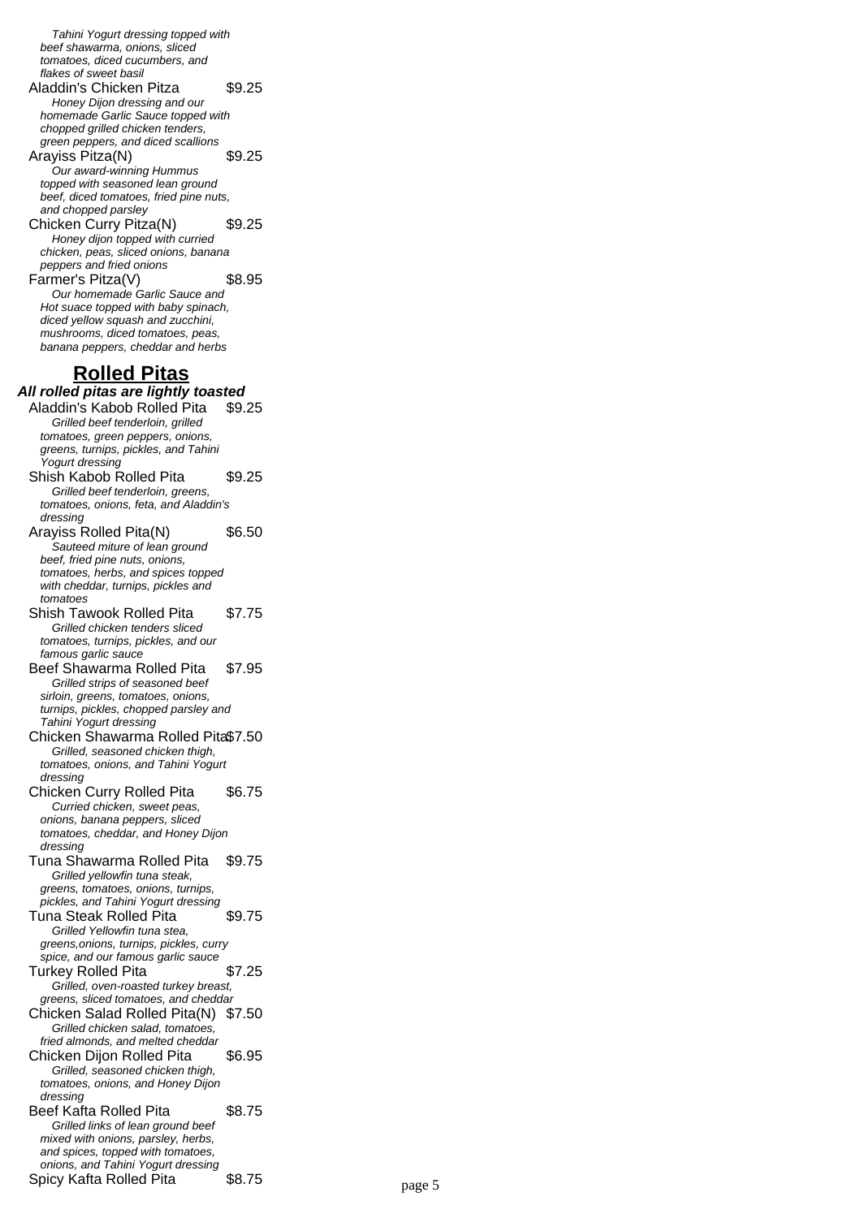*Tahini Yogurt dressing topped with beef shawarma, onions, sliced tomatoes, diced cucumbers, and flakes of sweet basil*

Aladdin's Chicken Pitza $9.25
*Honey Dijon dressing and our homemade Garlic Sauce topped with chopped grilled chicken tenders, green peppers, and diced scallions*

Arayiss Pitza(N) $9.25
*Our award-winning Hummus topped with seasoned lean ground beef, diced tomatoes, fried pine nuts, and chopped parsley*

Chicken Curry Pitza(N) $9.25
*Honey dijon topped with curried chicken, peas, sliced onions, banana peppers and fried onions*

Farmer's Pitza(V) $8.95
*Our homemade Garlic Sauce and Hot suace topped with baby spinach, diced yellow squash and zucchini, mushrooms, diced tomatoes, peas, banana peppers, cheddar and herbs*

## Rolled Pitas

***All rolled pitas are lightly toasted***

Aladdin's Kabob Rolled Pita $9.25
*Grilled beef tenderloin, grilled tomatoes, green peppers, onions, greens, turnips, pickles, and Tahini Yogurt dressing*

Shish Kabob Rolled Pita $9.25
*Grilled beef tenderloin, greens, tomatoes, onions, feta, and Aladdin's dressing*

Arayiss Rolled Pita(N) $6.50
*Sauteed miture of lean ground beef, fried pine nuts, onions, tomatoes, herbs, and spices topped with cheddar, turnips, pickles and tomatoes*

Shish Tawook Rolled Pita $7.75
*Grilled chicken tenders sliced tomatoes, turnips, pickles, and our famous garlic sauce*

Beef Shawarma Rolled Pita $7.95
*Grilled strips of seasoned beef sirloin, greens, tomatoes, onions, turnips, pickles, chopped parsley and Tahini Yogurt dressing*

Chicken Shawarma Rolled Pita $7.50
*Grilled, seasoned chicken thigh, tomatoes, onions, and Tahini Yogurt dressing*

Chicken Curry Rolled Pita $6.75
*Curried chicken, sweet peas, onions, banana peppers, sliced tomatoes, cheddar, and Honey Dijon dressing*

Tuna Shawarma Rolled Pita $9.75
*Grilled yellowfin tuna steak, greens, tomatoes, onions, turnips, pickles, and Tahini Yogurt dressing*

Tuna Steak Rolled Pita $9.75
*Grilled Yellowfin tuna stea, greens,onions, turnips, pickles, curry spice, and our famous garlic sauce*

Turkey Rolled Pita $7.25
*Grilled, oven-roasted turkey breast, greens, sliced tomatoes, and cheddar*

Chicken Salad Rolled Pita(N) $7.50
*Grilled chicken salad, tomatoes, fried almonds, and melted cheddar*

Chicken Dijon Rolled Pita $6.95
*Grilled, seasoned chicken thigh, tomatoes, onions, and Honey Dijon dressing*

Beef Kafta Rolled Pita $8.75
*Grilled links of lean ground beef mixed with onions, parsley, herbs, and spices, topped with tomatoes, onions, and Tahini Yogurt dressing*

Spicy Kafta Rolled Pita $8.75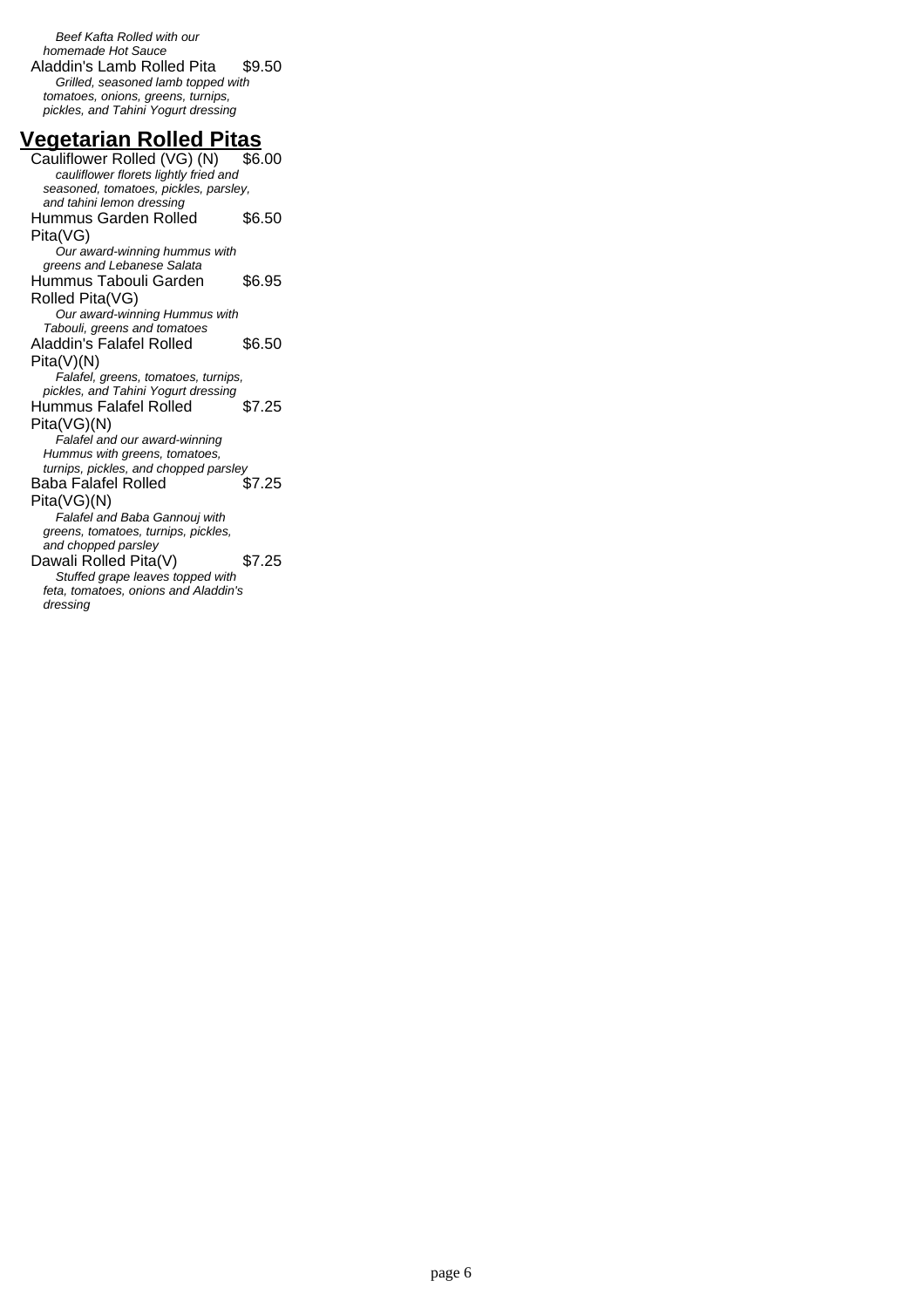*Beef Kafta Rolled with our homemade Hot Sauce*

Aladdin's Lamb Rolled Pita $9.50

*Grilled, seasoned lamb topped with tomatoes, onions, greens, turnips, pickles, and Tahini Yogurt dressing*

## Vegetarian Rolled Pitas

Cauliflower Rolled (VG) (N) $6.00

*cauliflower florets lightly fried and seasoned, tomatoes, pickles, parsley, and tahini lemon dressing*

Hummus Garden Rolled Pita(VG) $6.50

*Our award-winning hummus with greens and Lebanese Salata*

Hummus Tabouli Garden Rolled Pita(VG) $6.95

*Our award-winning Hummus with Tabouli, greens and tomatoes*

Aladdin's Falafel Rolled Pita(V)(N) $6.50

*Falafel, greens, tomatoes, turnips, pickles, and Tahini Yogurt dressing*

Hummus Falafel Rolled Pita(VG)(N) $7.25

*Falafel and our award-winning Hummus with greens, tomatoes, turnips, pickles, and chopped parsley*

Baba Falafel Rolled Pita(VG)(N) $7.25

*Falafel and Baba Gannouj with greens, tomatoes, turnips, pickles, and chopped parsley*

Dawali Rolled Pita(V) $7.25

*Stuffed grape leaves topped with feta, tomatoes, onions and Aladdin's dressing*